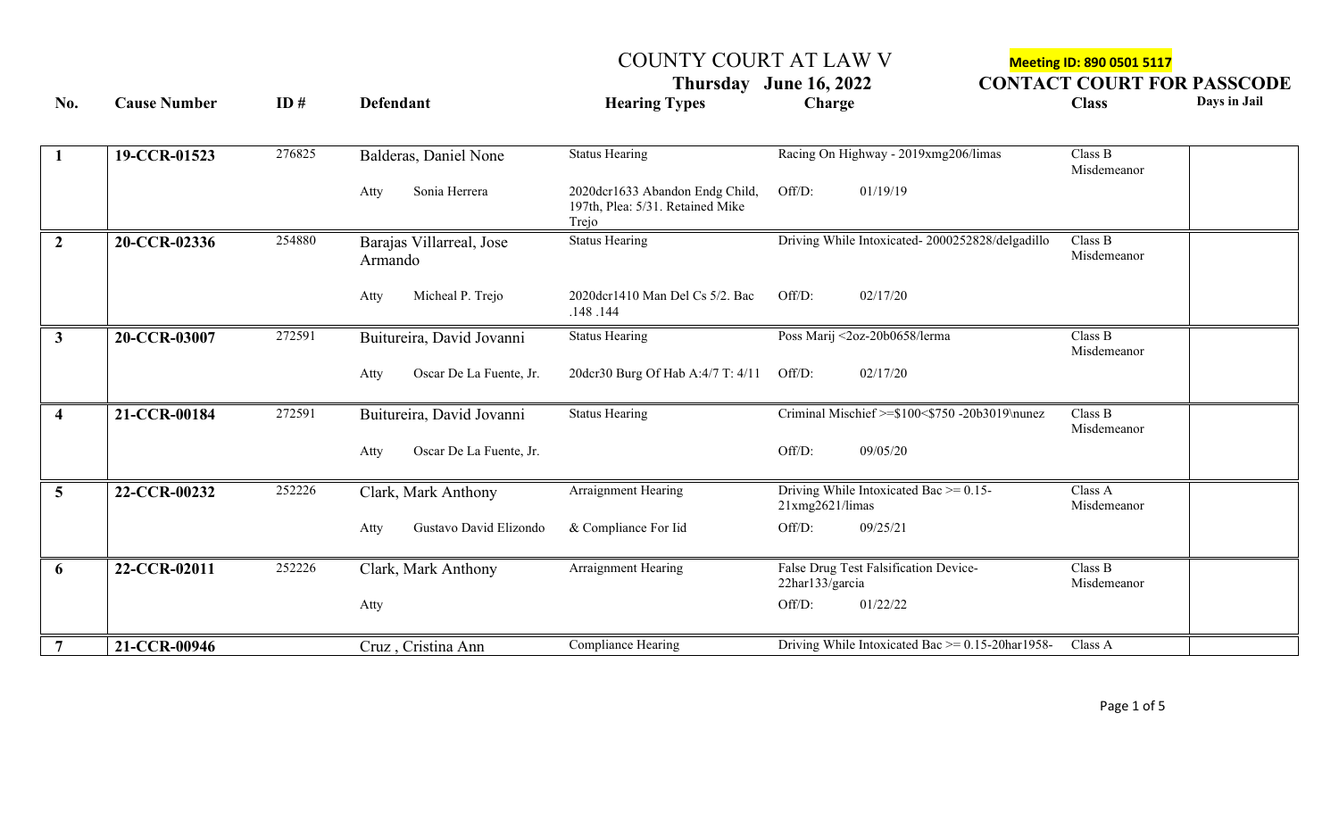# COUNTY COURT AT LAW V

**Thursday June 16, 2022**

**Meeting ID: 890 0501 5117**

**CONTACT COURT FOR PASSCODE**

| No. | Cause Number | ID # | Defendant | Hearing Types | Charge | Class | Days in Jail |
|---|---|---|---|---|---|---|---|
| 1 | 19-CCR-01523 | 276825 | Balderas, Daniel None | Status Hearing | Racing On Highway - 2019xmg206/limas | Class B Misdemeanor | |
| | | | Atty Sonia Herrera | 2020dcr1633 Abandon Endg Child, 197th, Plea: 5/31. Retained Mike Trejo | Off/D: 01/19/19 | | |
| 2 | 20-CCR-02336 | 254880 | Barajas Villarreal, Jose Armando | Status Hearing | Driving While Intoxicated- 2000252828/delgadillo | Class B Misdemeanor | |
| | | | Atty Micheal P. Trejo | 2020dcr1410 Man Del Cs 5/2. Bac .148 .144 | Off/D: 02/17/20 | | |
| 3 | 20-CCR-03007 | 272591 | Buitureira, David Jovanni | Status Hearing | Poss Marij <2oz-20b0658/lerma | Class B Misdemeanor | |
| | | | Atty Oscar De La Fuente, Jr. | 20dcr30 Burg Of Hab A:4/7 T: 4/11 | Off/D: 02/17/20 | | |
| 4 | 21-CCR-00184 | 272591 | Buitureira, David Jovanni | Status Hearing | Criminal Mischief >=$100<$750 -20b3019\nunez | Class B Misdemeanor | |
| | | | Atty Oscar De La Fuente, Jr. | | Off/D: 09/05/20 | | |
| 5 | 22-CCR-00232 | 252226 | Clark, Mark Anthony | Arraignment Hearing | Driving While Intoxicated Bac >= 0.15- 21xmg2621/limas | Class A Misdemeanor | |
| | | | Atty Gustavo David Elizondo | & Compliance For Iid | Off/D: 09/25/21 | | |
| 6 | 22-CCR-02011 | 252226 | Clark, Mark Anthony | Arraignment Hearing | False Drug Test Falsification Device- 22har133/garcia | Class B Misdemeanor | |
| | | | Atty | | Off/D: 01/22/22 | | |
| 7 | 21-CCR-00946 | | Cruz , Cristina Ann | Compliance Hearing | Driving While Intoxicated Bac >= 0.15-20har1958- | Class A | |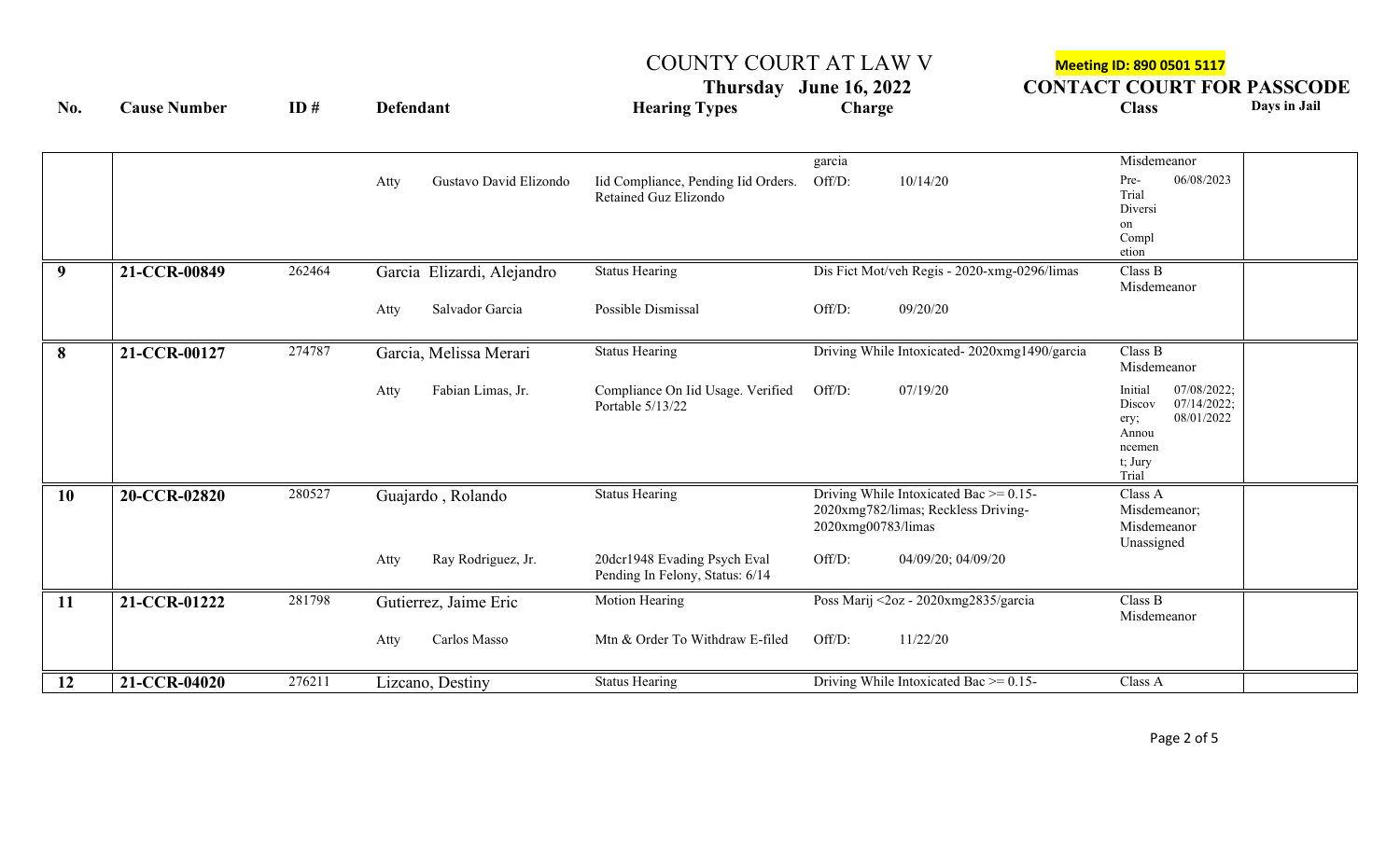# COUNTY COURT AT LAW V

**Thursday June 16, 2022**

Meeting ID: 890 0501 5117

**CONTACT COURT FOR PASSCODE**

| No. | Cause Number | ID # | Defendant | Hearing Types | Charge | Class | Days in Jail |
|---|---|---|---|---|---|---|---|
| | | | | | garcia | Misdemeanor | |
| | | | Atty Gustavo David Elizondo | Iid Compliance, Pending Iid Orders. Retained Guz Elizondo | Off/D: 10/14/20 | Pre-Trial Diversion Completion 06/08/2023 | |
| 9 | 21-CCR-00849 | 262464 | Garcia Elizardi, Alejandro | Status Hearing | Dis Fict Mot/veh Regis - 2020-xmg-0296/limas | Class B Misdemeanor | |
| | | | Atty Salvador Garcia | Possible Dismissal | Off/D: 09/20/20 | | |
| 8 | 21-CCR-00127 | 274787 | Garcia, Melissa Merari | Status Hearing | Driving While Intoxicated- 2020xmg1490/garcia | Class B Misdemeanor | |
| | | | Atty Fabian Limas, Jr. | Compliance On Iid Usage. Verified Portable 5/13/22 | Off/D: 07/19/20 | Initial Discovery; Annoucement; Jury Trial 07/08/2022; 07/14/2022; 08/01/2022 | |
| 10 | 20-CCR-02820 | 280527 | Guajardo , Rolando | Status Hearing | Driving While Intoxicated Bac >= 0.15- 2020xmg782/limas; Reckless Driving- 2020xmg00783/limas | Class A Misdemeanor; Misdemeanor Unassigned | |
| | | | Atty Ray Rodriguez, Jr. | 20dcr1948 Evading Psych Eval Pending In Felony, Status: 6/14 | Off/D: 04/09/20; 04/09/20 | | |
| 11 | 21-CCR-01222 | 281798 | Gutierrez, Jaime Eric | Motion Hearing | Poss Marij <2oz - 2020xmg2835/garcia | Class B Misdemeanor | |
| | | | Atty Carlos Masso | Mtn & Order To Withdraw E-filed | Off/D: 11/22/20 | | |
| 12 | 21-CCR-04020 | 276211 | Lizcano, Destiny | Status Hearing | Driving While Intoxicated Bac >= 0.15- | Class A | |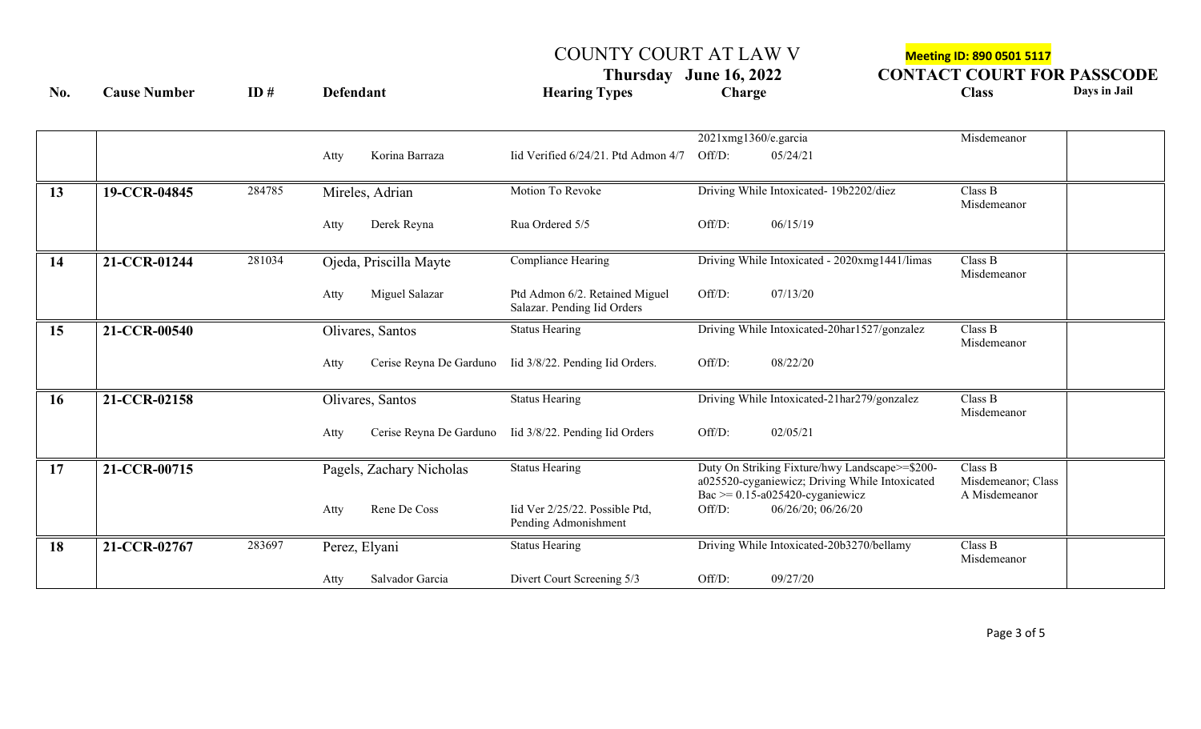COUNTY COURT AT LAW V

**Thursday June 16, 2022**

**Meeting ID: 890 0501 5117**

**CONTACT COURT FOR PASSCODE**

| No. | Cause Number | ID # | Defendant | Hearing Types | Charge | Class | Days in Jail |
|---|---|---|---|---|---|---|---|
| | | | | | 2021xmg1360/e.garcia | Misdemeanor | |
| | | | Atty Korina Barraza | Iid Verified 6/24/21. Ptd Admon 4/7 | Off/D: 05/24/21 | | |
| 13 | 19-CCR-04845 | 284785 | Mireles, Adrian | Motion To Revoke | Driving While Intoxicated- 19b2202/diez | Class B Misdemeanor | |
| | | | Atty Derek Reyna | Rua Ordered 5/5 | Off/D: 06/15/19 | | |
| 14 | 21-CCR-01244 | 281034 | Ojeda, Priscilla Mayte | Compliance Hearing | Driving While Intoxicated - 2020xmg1441/limas | Class B Misdemeanor | |
| | | | Atty Miguel Salazar | Ptd Admon 6/2. Retained Miguel Salazar. Pending Iid Orders | Off/D: 07/13/20 | | |
| 15 | 21-CCR-00540 | | Olivares, Santos | Status Hearing | Driving While Intoxicated-20har1527/gonzalez | Class B Misdemeanor | |
| | | | Atty Cerise Reyna De Garduno | Iid 3/8/22. Pending Iid Orders. | Off/D: 08/22/20 | | |
| 16 | 21-CCR-02158 | | Olivares, Santos | Status Hearing | Driving While Intoxicated-21har279/gonzalez | Class B Misdemeanor | |
| | | | Atty Cerise Reyna De Garduno | Iid 3/8/22. Pending Iid Orders | Off/D: 02/05/21 | | |
| 17 | 21-CCR-00715 | | Pagels, Zachary Nicholas | Status Hearing | Duty On Striking Fixture/hwy Landscape>=$200-a025520-cyganiewicz; Driving While Intoxicated Bac >= 0.15-a025420-cyganiewicz | Class B Misdemeanor; Class A Misdemeanor | |
| | | | Atty Rene De Coss | Iid Ver 2/25/22. Possible Ptd, Pending Admonishment | Off/D: 06/26/20; 06/26/20 | | |
| 18 | 21-CCR-02767 | 283697 | Perez, Elyani | Status Hearing | Driving While Intoxicated-20b3270/bellamy | Class B Misdemeanor | |
| | | | Atty Salvador Garcia | Divert Court Screening 5/3 | Off/D: 09/27/20 | | |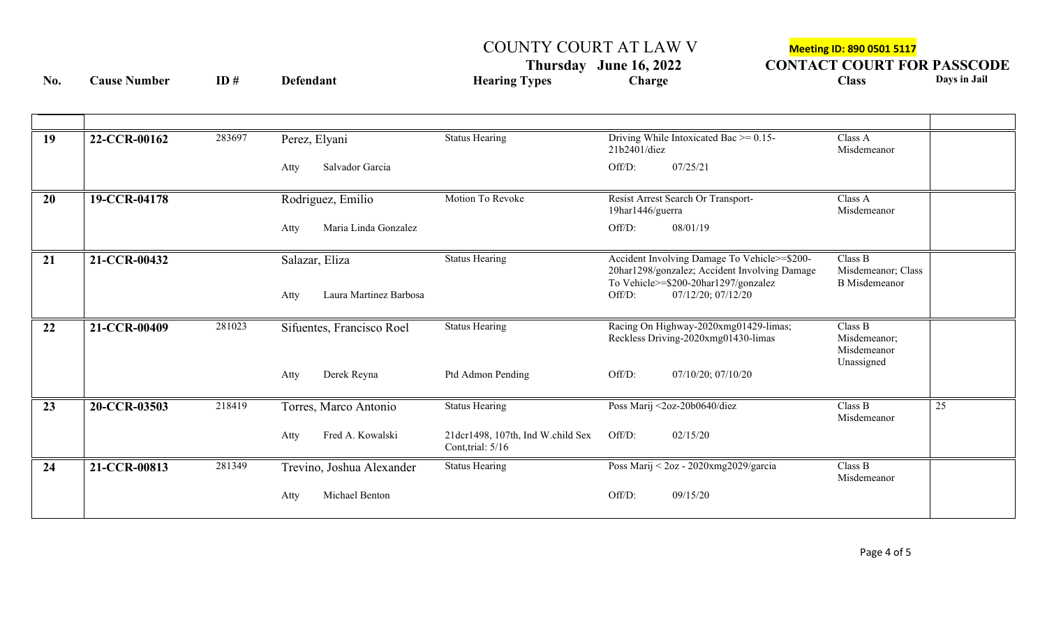# COUNTY COURT AT LAW V

**Thursday June 16, 2022**

**Meeting ID: 890 0501 5117**

**CONTACT COURT FOR PASSCODE**

| No. | Cause Number | ID # | Defendant | Hearing Types | Charge | Class | Days in Jail |
|---|---|---|---|---|---|---|---|
| | | | | | | | |
| 19 | 22-CCR-00162 | 283697 | Perez, Elyani | Status Hearing | Driving While Intoxicated Bac >= 0.15-21b2401/diez | Class A Misdemeanor | |
| | | | Atty Salvador Garcia | | Off/D: 07/25/21 | | |
| 20 | 19-CCR-04178 | | Rodriguez, Emilio | Motion To Revoke | Resist Arrest Search Or Transport-19har1446/guerra | Class A Misdemeanor | |
| | | | Atty Maria Linda Gonzalez | | Off/D: 08/01/19 | | |
| 21 | 21-CCR-00432 | | Salazar, Eliza | Status Hearing | Accident Involving Damage To Vehicle>=$200-20har1298/gonzalez; Accident Involving Damage To Vehicle>=$200-20har1297/gonzalez | Class B Misdemeanor; Class B Misdemeanor | |
| | | | Atty Laura Martinez Barbosa | | Off/D: 07/12/20; 07/12/20 | | |
| 22 | 21-CCR-00409 | 281023 | Sifuentes, Francisco Roel | Status Hearing | Racing On Highway-2020xmg01429-limas; Reckless Driving-2020xmg01430-limas | Class B Misdemeanor; Misdemeanor Unassigned | |
| | | | Atty Derek Reyna | Ptd Admon Pending | Off/D: 07/10/20; 07/10/20 | | |
| 23 | 20-CCR-03503 | 218419 | Torres, Marco Antonio | Status Hearing | Poss Marij <2oz-20b0640/diez | Class B Misdemeanor | 25 |
| | | | Atty Fred A. Kowalski | 21dcr1498, 107th, Ind W.child Sex Cont,trial: 5/16 | Off/D: 02/15/20 | | |
| 24 | 21-CCR-00813 | 281349 | Trevino, Joshua Alexander | Status Hearing | Poss Marij < 2oz - 2020xmg2029/garcia | Class B Misdemeanor | |
| | | | Atty Michael Benton | | Off/D: 09/15/20 | | |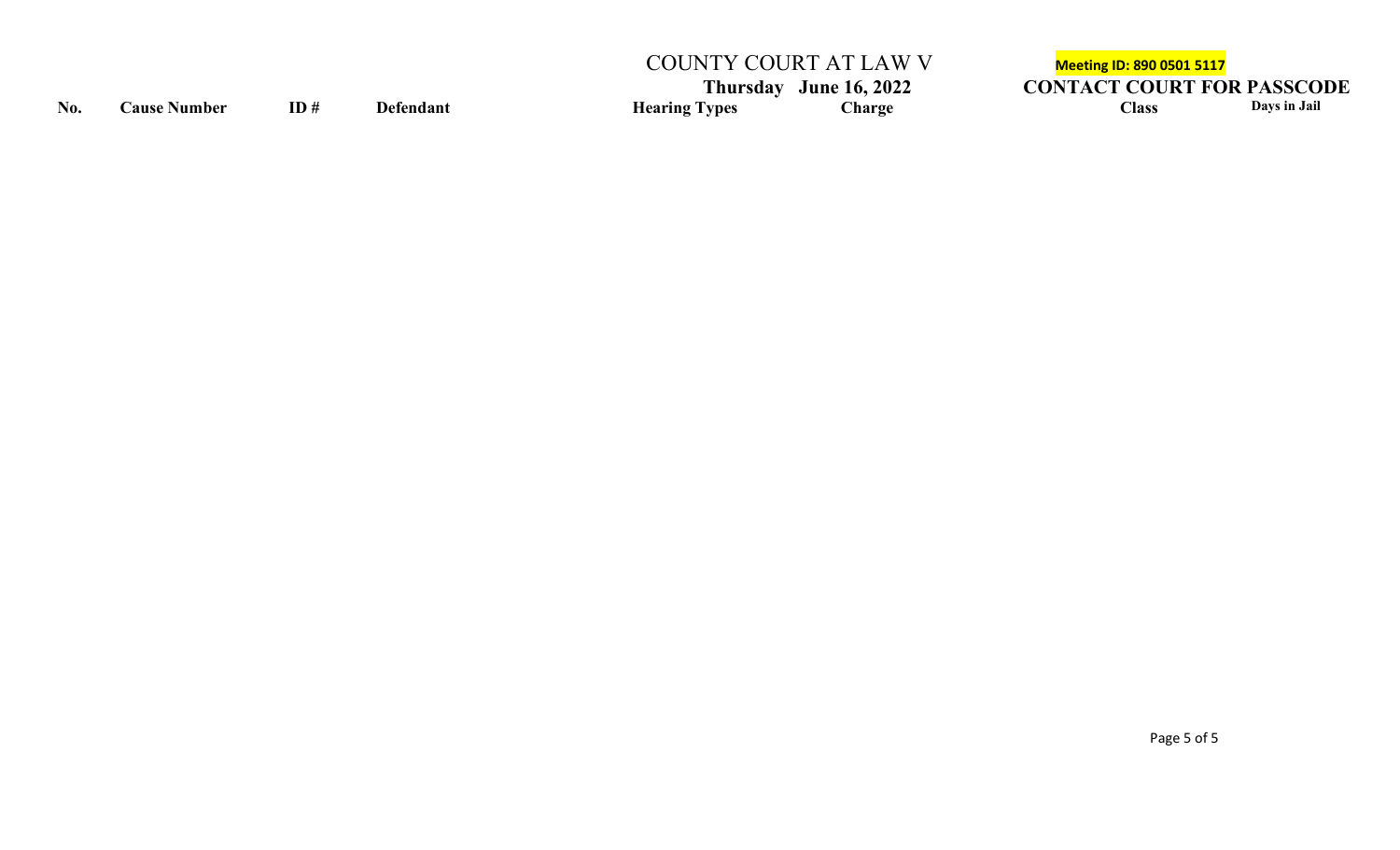COUNTY COURT AT LAW V

**Thursday June 16, 2022**

**Meeting ID: 890 0501 5117**

**CONTACT COURT FOR PASSCODE**

| No. | Cause Number | ID # | Defendant | Hearing Types | Charge | Class | Days in Jail |
|---|---|---|---|---|---|---|---|